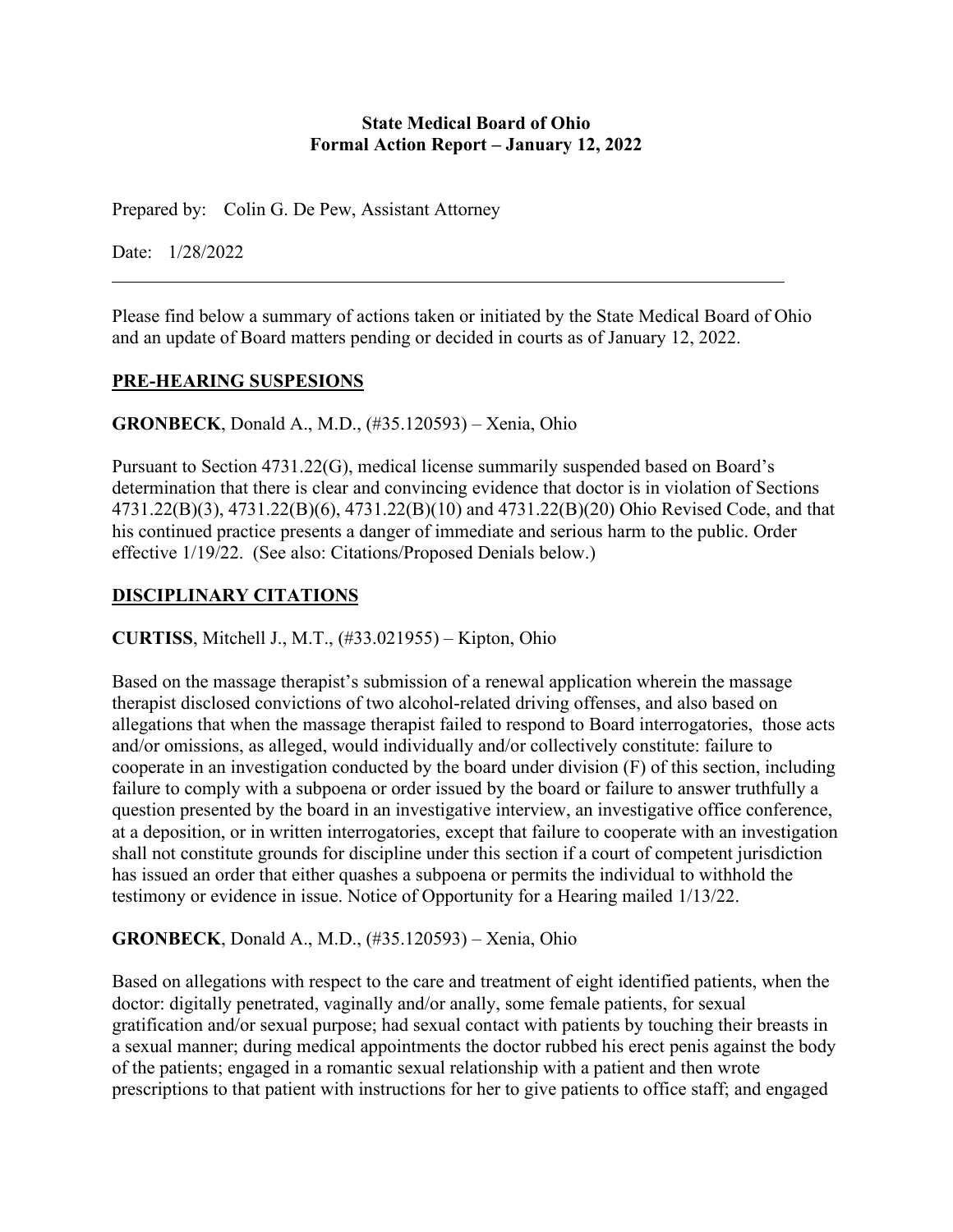**State Medical Board of Ohio**
**Formal Action Report – January 12, 2022**

Prepared by: Colin G. De Pew, Assistant Attorney

Date: 1/28/2022

---

Please find below a summary of actions taken or initiated by the State Medical Board of Ohio and an update of Board matters pending or decided in courts as of January 12, 2022.

## PRE-HEARING SUSPESIONS

**GRONBECK**, Donald A., M.D., (#35.120593) – Xenia, Ohio

Pursuant to Section 4731.22(G), medical license summarily suspended based on Board's determination that there is clear and convincing evidence that doctor is in violation of Sections 4731.22(B)(3), 4731.22(B)(6), 4731.22(B)(10) and 4731.22(B)(20) Ohio Revised Code, and that his continued practice presents a danger of immediate and serious harm to the public. Order effective 1/19/22. (See also: Citations/Proposed Denials below.)

## DISCIPLINARY CITATIONS

**CURTISS**, Mitchell J., M.T., (#33.021955) – Kipton, Ohio

Based on the massage therapist's submission of a renewal application wherein the massage therapist disclosed convictions of two alcohol-related driving offenses, and also based on allegations that when the massage therapist failed to respond to Board interrogatories, those acts and/or omissions, as alleged, would individually and/or collectively constitute: failure to cooperate in an investigation conducted by the board under division (F) of this section, including failure to comply with a subpoena or order issued by the board or failure to answer truthfully a question presented by the board in an investigative interview, an investigative office conference, at a deposition, or in written interrogatories, except that failure to cooperate with an investigation shall not constitute grounds for discipline under this section if a court of competent jurisdiction has issued an order that either quashes a subpoena or permits the individual to withhold the testimony or evidence in issue. Notice of Opportunity for a Hearing mailed 1/13/22.

**GRONBECK**, Donald A., M.D., (#35.120593) – Xenia, Ohio

Based on allegations with respect to the care and treatment of eight identified patients, when the doctor: digitally penetrated, vaginally and/or anally, some female patients, for sexual gratification and/or sexual purpose; had sexual contact with patients by touching their breasts in a sexual manner; during medical appointments the doctor rubbed his erect penis against the body of the patients; engaged in a romantic sexual relationship with a patient and then wrote prescriptions to that patient with instructions for her to give patients to office staff; and engaged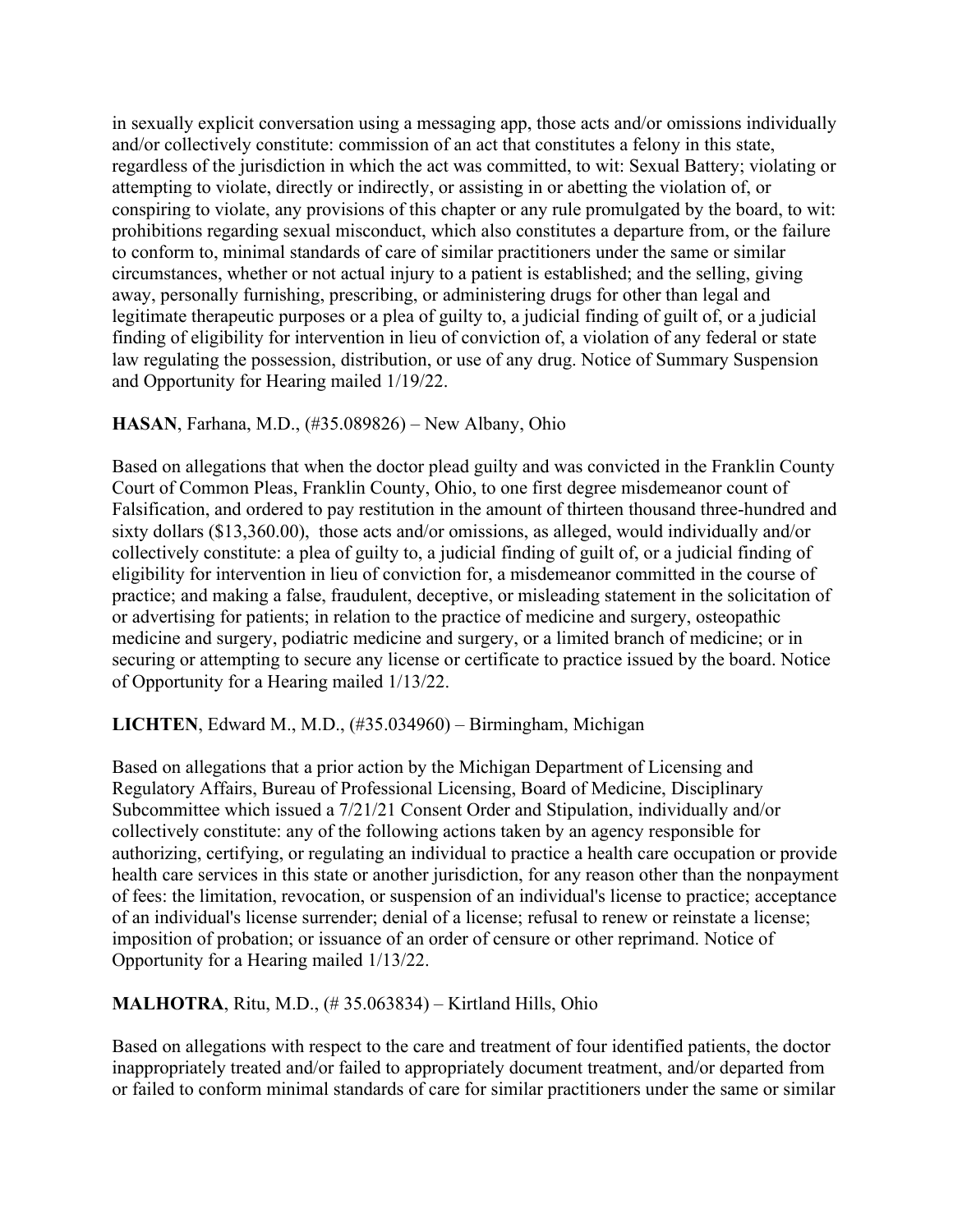in sexually explicit conversation using a messaging app, those acts and/or omissions individually and/or collectively constitute: commission of an act that constitutes a felony in this state, regardless of the jurisdiction in which the act was committed, to wit: Sexual Battery; violating or attempting to violate, directly or indirectly, or assisting in or abetting the violation of, or conspiring to violate, any provisions of this chapter or any rule promulgated by the board, to wit: prohibitions regarding sexual misconduct, which also constitutes a departure from, or the failure to conform to, minimal standards of care of similar practitioners under the same or similar circumstances, whether or not actual injury to a patient is established; and the selling, giving away, personally furnishing, prescribing, or administering drugs for other than legal and legitimate therapeutic purposes or a plea of guilty to, a judicial finding of guilt of, or a judicial finding of eligibility for intervention in lieu of conviction of, a violation of any federal or state law regulating the possession, distribution, or use of any drug. Notice of Summary Suspension and Opportunity for Hearing mailed 1/19/22.

**HASAN**, Farhana, M.D., (#35.089826) – New Albany, Ohio

Based on allegations that when the doctor plead guilty and was convicted in the Franklin County Court of Common Pleas, Franklin County, Ohio, to one first degree misdemeanor count of Falsification, and ordered to pay restitution in the amount of thirteen thousand three-hundred and sixty dollars ($13,360.00), those acts and/or omissions, as alleged, would individually and/or collectively constitute: a plea of guilty to, a judicial finding of guilt of, or a judicial finding of eligibility for intervention in lieu of conviction for, a misdemeanor committed in the course of practice; and making a false, fraudulent, deceptive, or misleading statement in the solicitation of or advertising for patients; in relation to the practice of medicine and surgery, osteopathic medicine and surgery, podiatric medicine and surgery, or a limited branch of medicine; or in securing or attempting to secure any license or certificate to practice issued by the board. Notice of Opportunity for a Hearing mailed 1/13/22.

**LICHTEN**, Edward M., M.D., (#35.034960) – Birmingham, Michigan

Based on allegations that a prior action by the Michigan Department of Licensing and Regulatory Affairs, Bureau of Professional Licensing, Board of Medicine, Disciplinary Subcommittee which issued a 7/21/21 Consent Order and Stipulation, individually and/or collectively constitute: any of the following actions taken by an agency responsible for authorizing, certifying, or regulating an individual to practice a health care occupation or provide health care services in this state or another jurisdiction, for any reason other than the nonpayment of fees: the limitation, revocation, or suspension of an individual's license to practice; acceptance of an individual's license surrender; denial of a license; refusal to renew or reinstate a license; imposition of probation; or issuance of an order of censure or other reprimand. Notice of Opportunity for a Hearing mailed 1/13/22.

**MALHOTRA**, Ritu, M.D., (# 35.063834) – Kirtland Hills, Ohio

Based on allegations with respect to the care and treatment of four identified patients, the doctor inappropriately treated and/or failed to appropriately document treatment, and/or departed from or failed to conform minimal standards of care for similar practitioners under the same or similar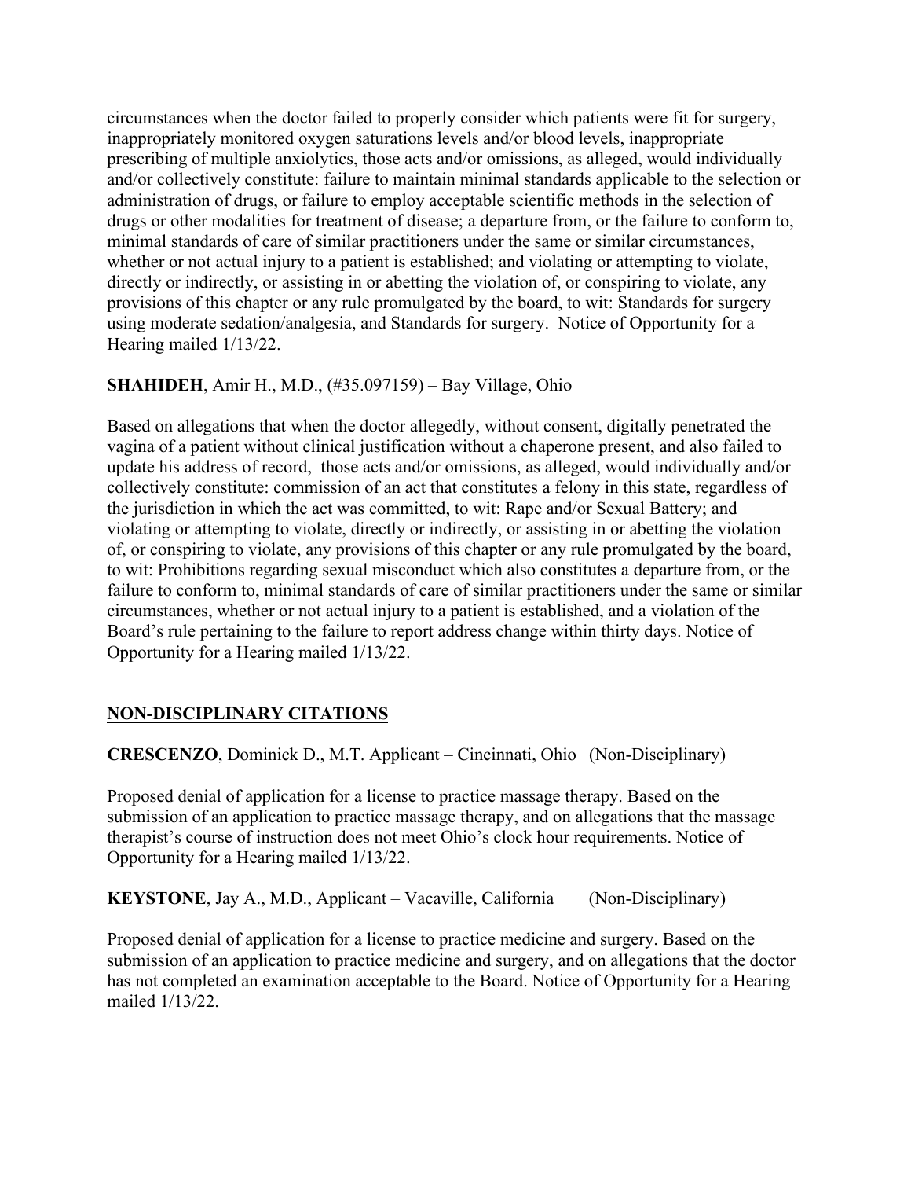circumstances when the doctor failed to properly consider which patients were fit for surgery, inappropriately monitored oxygen saturations levels and/or blood levels, inappropriate prescribing of multiple anxiolytics, those acts and/or omissions, as alleged, would individually and/or collectively constitute: failure to maintain minimal standards applicable to the selection or administration of drugs, or failure to employ acceptable scientific methods in the selection of drugs or other modalities for treatment of disease; a departure from, or the failure to conform to, minimal standards of care of similar practitioners under the same or similar circumstances, whether or not actual injury to a patient is established; and violating or attempting to violate, directly or indirectly, or assisting in or abetting the violation of, or conspiring to violate, any provisions of this chapter or any rule promulgated by the board, to wit: Standards for surgery using moderate sedation/analgesia, and Standards for surgery. Notice of Opportunity for a Hearing mailed 1/13/22.

**SHAHIDEH**, Amir H., M.D., (#35.097159) – Bay Village, Ohio

Based on allegations that when the doctor allegedly, without consent, digitally penetrated the vagina of a patient without clinical justification without a chaperone present, and also failed to update his address of record, those acts and/or omissions, as alleged, would individually and/or collectively constitute: commission of an act that constitutes a felony in this state, regardless of the jurisdiction in which the act was committed, to wit: Rape and/or Sexual Battery; and violating or attempting to violate, directly or indirectly, or assisting in or abetting the violation of, or conspiring to violate, any provisions of this chapter or any rule promulgated by the board, to wit: Prohibitions regarding sexual misconduct which also constitutes a departure from, or the failure to conform to, minimal standards of care of similar practitioners under the same or similar circumstances, whether or not actual injury to a patient is established, and a violation of the Board's rule pertaining to the failure to report address change within thirty days. Notice of Opportunity for a Hearing mailed 1/13/22.

## NON-DISCIPLINARY CITATIONS

**CRESCENZO**, Dominick D., M.T. Applicant – Cincinnati, Ohio (Non-Disciplinary)

Proposed denial of application for a license to practice massage therapy. Based on the submission of an application to practice massage therapy, and on allegations that the massage therapist's course of instruction does not meet Ohio's clock hour requirements. Notice of Opportunity for a Hearing mailed 1/13/22.

**KEYSTONE**, Jay A., M.D., Applicant – Vacaville, California (Non-Disciplinary)

Proposed denial of application for a license to practice medicine and surgery. Based on the submission of an application to practice medicine and surgery, and on allegations that the doctor has not completed an examination acceptable to the Board. Notice of Opportunity for a Hearing mailed 1/13/22.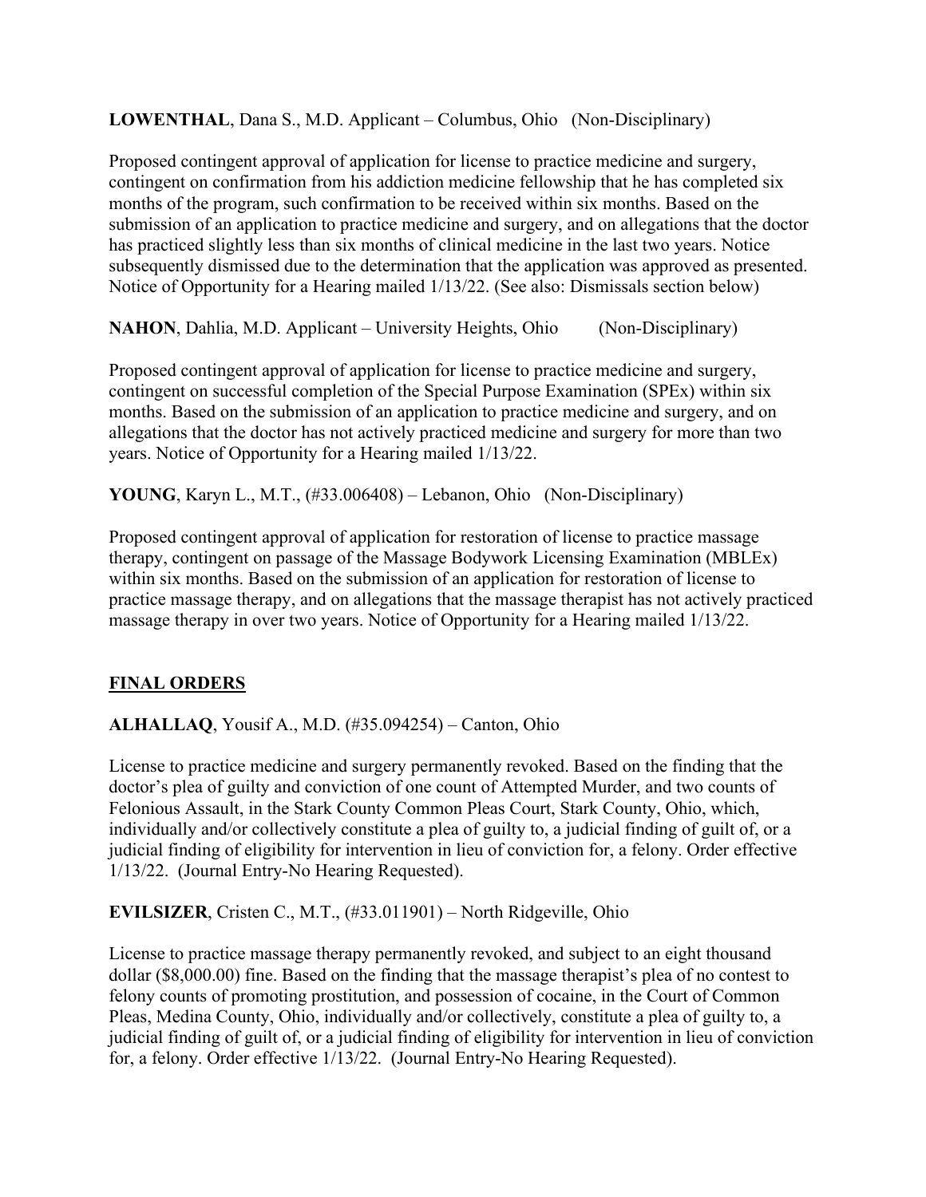**LOWENTHAL**, Dana S., M.D. Applicant – Columbus, Ohio (Non-Disciplinary)

Proposed contingent approval of application for license to practice medicine and surgery, contingent on confirmation from his addiction medicine fellowship that he has completed six months of the program, such confirmation to be received within six months. Based on the submission of an application to practice medicine and surgery, and on allegations that the doctor has practiced slightly less than six months of clinical medicine in the last two years. Notice subsequently dismissed due to the determination that the application was approved as presented. Notice of Opportunity for a Hearing mailed 1/13/22. (See also: Dismissals section below)

**NAHON**, Dahlia, M.D. Applicant – University Heights, Ohio (Non-Disciplinary)

Proposed contingent approval of application for license to practice medicine and surgery, contingent on successful completion of the Special Purpose Examination (SPEx) within six months. Based on the submission of an application to practice medicine and surgery, and on allegations that the doctor has not actively practiced medicine and surgery for more than two years. Notice of Opportunity for a Hearing mailed 1/13/22.

**YOUNG**, Karyn L., M.T., (#33.006408) – Lebanon, Ohio (Non-Disciplinary)

Proposed contingent approval of application for restoration of license to practice massage therapy, contingent on passage of the Massage Bodywork Licensing Examination (MBLEx) within six months. Based on the submission of an application for restoration of license to practice massage therapy, and on allegations that the massage therapist has not actively practiced massage therapy in over two years. Notice of Opportunity for a Hearing mailed 1/13/22.

## FINAL ORDERS

**ALHALLAQ**, Yousif A., M.D. (#35.094254) – Canton, Ohio

License to practice medicine and surgery permanently revoked. Based on the finding that the doctor's plea of guilty and conviction of one count of Attempted Murder, and two counts of Felonious Assault, in the Stark County Common Pleas Court, Stark County, Ohio, which, individually and/or collectively constitute a plea of guilty to, a judicial finding of guilt of, or a judicial finding of eligibility for intervention in lieu of conviction for, a felony. Order effective 1/13/22. (Journal Entry-No Hearing Requested).

**EVILSIZER**, Cristen C., M.T., (#33.011901) – North Ridgeville, Ohio

License to practice massage therapy permanently revoked, and subject to an eight thousand dollar ($8,000.00) fine. Based on the finding that the massage therapist's plea of no contest to felony counts of promoting prostitution, and possession of cocaine, in the Court of Common Pleas, Medina County, Ohio, individually and/or collectively, constitute a plea of guilty to, a judicial finding of guilt of, or a judicial finding of eligibility for intervention in lieu of conviction for, a felony. Order effective 1/13/22. (Journal Entry-No Hearing Requested).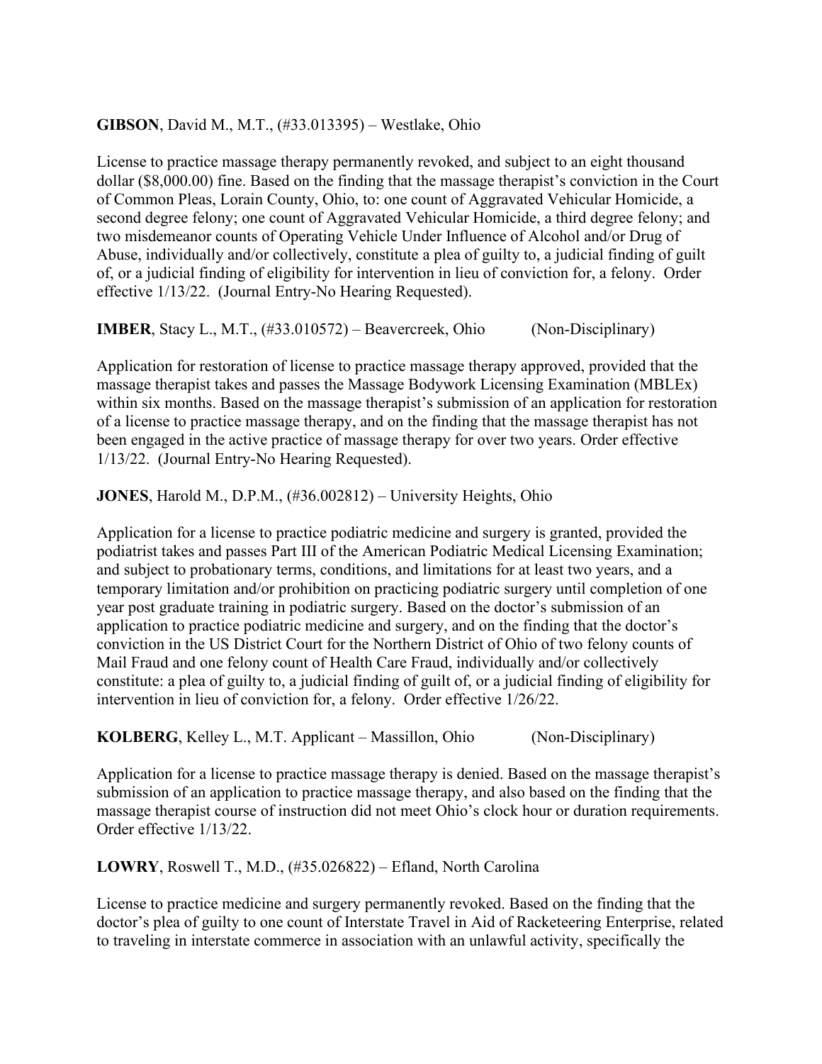**GIBSON**, David M., M.T., (#33.013395) – Westlake, Ohio

License to practice massage therapy permanently revoked, and subject to an eight thousand dollar ($8,000.00) fine. Based on the finding that the massage therapist's conviction in the Court of Common Pleas, Lorain County, Ohio, to: one count of Aggravated Vehicular Homicide, a second degree felony; one count of Aggravated Vehicular Homicide, a third degree felony; and two misdemeanor counts of Operating Vehicle Under Influence of Alcohol and/or Drug of Abuse, individually and/or collectively, constitute a plea of guilty to, a judicial finding of guilt of, or a judicial finding of eligibility for intervention in lieu of conviction for, a felony. Order effective 1/13/22. (Journal Entry-No Hearing Requested).

**IMBER**, Stacy L., M.T., (#33.010572) – Beavercreek, Ohio (Non-Disciplinary)

Application for restoration of license to practice massage therapy approved, provided that the massage therapist takes and passes the Massage Bodywork Licensing Examination (MBLEx) within six months. Based on the massage therapist's submission of an application for restoration of a license to practice massage therapy, and on the finding that the massage therapist has not been engaged in the active practice of massage therapy for over two years. Order effective 1/13/22. (Journal Entry-No Hearing Requested).

**JONES**, Harold M., D.P.M., (#36.002812) – University Heights, Ohio

Application for a license to practice podiatric medicine and surgery is granted, provided the podiatrist takes and passes Part III of the American Podiatric Medical Licensing Examination; and subject to probationary terms, conditions, and limitations for at least two years, and a temporary limitation and/or prohibition on practicing podiatric surgery until completion of one year post graduate training in podiatric surgery. Based on the doctor's submission of an application to practice podiatric medicine and surgery, and on the finding that the doctor's conviction in the US District Court for the Northern District of Ohio of two felony counts of Mail Fraud and one felony count of Health Care Fraud, individually and/or collectively constitute: a plea of guilty to, a judicial finding of guilt of, or a judicial finding of eligibility for intervention in lieu of conviction for, a felony. Order effective 1/26/22.

**KOLBERG**, Kelley L., M.T. Applicant – Massillon, Ohio (Non-Disciplinary)

Application for a license to practice massage therapy is denied. Based on the massage therapist's submission of an application to practice massage therapy, and also based on the finding that the massage therapist course of instruction did not meet Ohio's clock hour or duration requirements. Order effective 1/13/22.

**LOWRY**, Roswell T., M.D., (#35.026822) – Efland, North Carolina

License to practice medicine and surgery permanently revoked. Based on the finding that the doctor's plea of guilty to one count of Interstate Travel in Aid of Racketeering Enterprise, related to traveling in interstate commerce in association with an unlawful activity, specifically the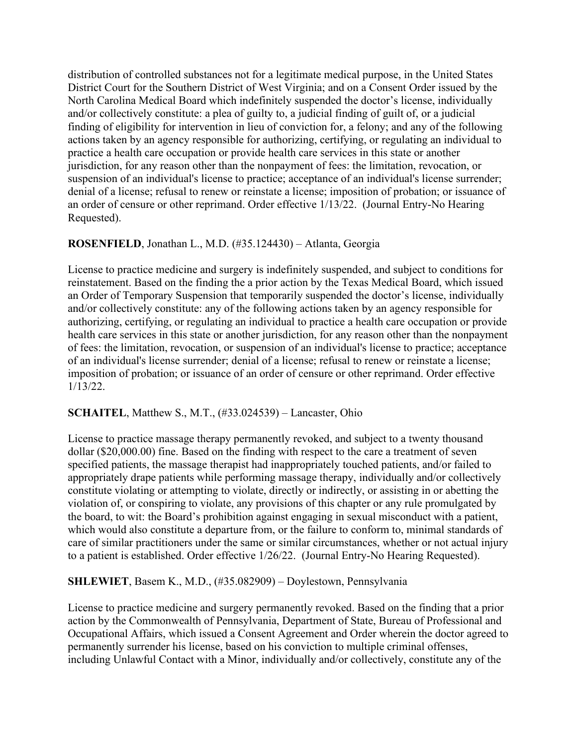distribution of controlled substances not for a legitimate medical purpose, in the United States District Court for the Southern District of West Virginia; and on a Consent Order issued by the North Carolina Medical Board which indefinitely suspended the doctor's license, individually and/or collectively constitute: a plea of guilty to, a judicial finding of guilt of, or a judicial finding of eligibility for intervention in lieu of conviction for, a felony; and any of the following actions taken by an agency responsible for authorizing, certifying, or regulating an individual to practice a health care occupation or provide health care services in this state or another jurisdiction, for any reason other than the nonpayment of fees: the limitation, revocation, or suspension of an individual's license to practice; acceptance of an individual's license surrender; denial of a license; refusal to renew or reinstate a license; imposition of probation; or issuance of an order of censure or other reprimand. Order effective 1/13/22. (Journal Entry-No Hearing Requested).

**ROSENFIELD**, Jonathan L., M.D. (#35.124430) – Atlanta, Georgia

License to practice medicine and surgery is indefinitely suspended, and subject to conditions for reinstatement. Based on the finding the a prior action by the Texas Medical Board, which issued an Order of Temporary Suspension that temporarily suspended the doctor's license, individually and/or collectively constitute: any of the following actions taken by an agency responsible for authorizing, certifying, or regulating an individual to practice a health care occupation or provide health care services in this state or another jurisdiction, for any reason other than the nonpayment of fees: the limitation, revocation, or suspension of an individual's license to practice; acceptance of an individual's license surrender; denial of a license; refusal to renew or reinstate a license; imposition of probation; or issuance of an order of censure or other reprimand. Order effective 1/13/22.

**SCHAITEL**, Matthew S., M.T., (#33.024539) – Lancaster, Ohio

License to practice massage therapy permanently revoked, and subject to a twenty thousand dollar ($20,000.00) fine. Based on the finding with respect to the care a treatment of seven specified patients, the massage therapist had inappropriately touched patients, and/or failed to appropriately drape patients while performing massage therapy, individually and/or collectively constitute violating or attempting to violate, directly or indirectly, or assisting in or abetting the violation of, or conspiring to violate, any provisions of this chapter or any rule promulgated by the board, to wit: the Board's prohibition against engaging in sexual misconduct with a patient, which would also constitute a departure from, or the failure to conform to, minimal standards of care of similar practitioners under the same or similar circumstances, whether or not actual injury to a patient is established. Order effective 1/26/22. (Journal Entry-No Hearing Requested).

**SHLEWIET**, Basem K., M.D., (#35.082909) – Doylestown, Pennsylvania

License to practice medicine and surgery permanently revoked. Based on the finding that a prior action by the Commonwealth of Pennsylvania, Department of State, Bureau of Professional and Occupational Affairs, which issued a Consent Agreement and Order wherein the doctor agreed to permanently surrender his license, based on his conviction to multiple criminal offenses, including Unlawful Contact with a Minor, individually and/or collectively, constitute any of the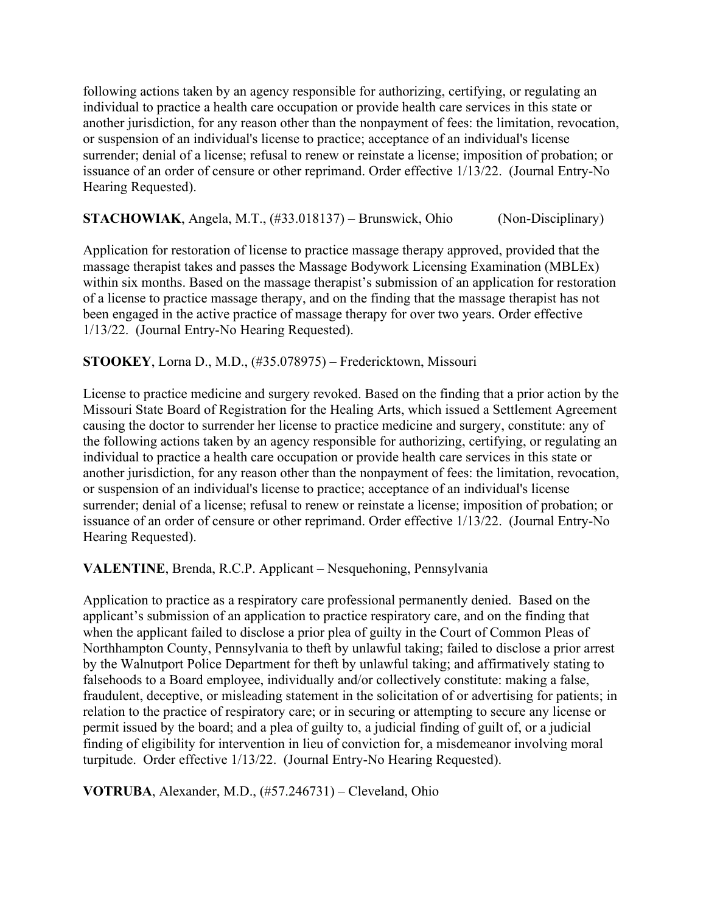following actions taken by an agency responsible for authorizing, certifying, or regulating an individual to practice a health care occupation or provide health care services in this state or another jurisdiction, for any reason other than the nonpayment of fees: the limitation, revocation, or suspension of an individual's license to practice; acceptance of an individual's license surrender; denial of a license; refusal to renew or reinstate a license; imposition of probation; or issuance of an order of censure or other reprimand. Order effective 1/13/22. (Journal Entry-No Hearing Requested).

**STACHOWIAK**, Angela, M.T., (#33.018137) – Brunswick, Ohio (Non-Disciplinary)

Application for restoration of license to practice massage therapy approved, provided that the massage therapist takes and passes the Massage Bodywork Licensing Examination (MBLEx) within six months. Based on the massage therapist's submission of an application for restoration of a license to practice massage therapy, and on the finding that the massage therapist has not been engaged in the active practice of massage therapy for over two years. Order effective 1/13/22. (Journal Entry-No Hearing Requested).

**STOOKEY**, Lorna D., M.D., (#35.078975) – Fredericktown, Missouri

License to practice medicine and surgery revoked. Based on the finding that a prior action by the Missouri State Board of Registration for the Healing Arts, which issued a Settlement Agreement causing the doctor to surrender her license to practice medicine and surgery, constitute: any of the following actions taken by an agency responsible for authorizing, certifying, or regulating an individual to practice a health care occupation or provide health care services in this state or another jurisdiction, for any reason other than the nonpayment of fees: the limitation, revocation, or suspension of an individual's license to practice; acceptance of an individual's license surrender; denial of a license; refusal to renew or reinstate a license; imposition of probation; or issuance of an order of censure or other reprimand. Order effective 1/13/22. (Journal Entry-No Hearing Requested).

**VALENTINE**, Brenda, R.C.P. Applicant – Nesquehoning, Pennsylvania

Application to practice as a respiratory care professional permanently denied. Based on the applicant's submission of an application to practice respiratory care, and on the finding that when the applicant failed to disclose a prior plea of guilty in the Court of Common Pleas of Northhampton County, Pennsylvania to theft by unlawful taking; failed to disclose a prior arrest by the Walnutport Police Department for theft by unlawful taking; and affirmatively stating to falsehoods to a Board employee, individually and/or collectively constitute: making a false, fraudulent, deceptive, or misleading statement in the solicitation of or advertising for patients; in relation to the practice of respiratory care; or in securing or attempting to secure any license or permit issued by the board; and a plea of guilty to, a judicial finding of guilt of, or a judicial finding of eligibility for intervention in lieu of conviction for, a misdemeanor involving moral turpitude. Order effective 1/13/22. (Journal Entry-No Hearing Requested).

**VOTRUBA**, Alexander, M.D., (#57.246731) – Cleveland, Ohio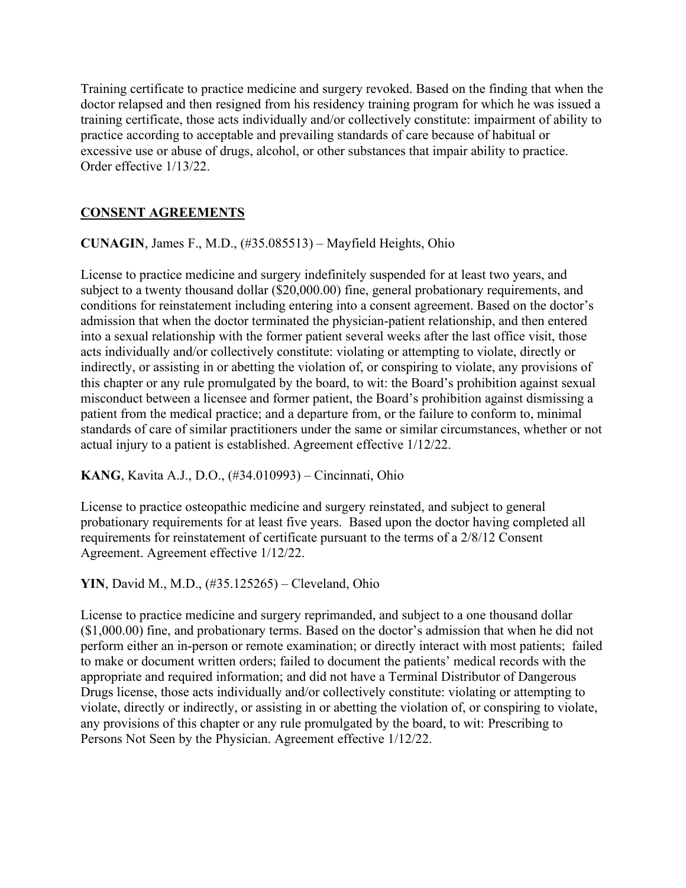Training certificate to practice medicine and surgery revoked. Based on the finding that when the doctor relapsed and then resigned from his residency training program for which he was issued a training certificate, those acts individually and/or collectively constitute: impairment of ability to practice according to acceptable and prevailing standards of care because of habitual or excessive use or abuse of drugs, alcohol, or other substances that impair ability to practice. Order effective 1/13/22.

## CONSENT AGREEMENTS

**CUNAGIN**, James F., M.D., (#35.085513) – Mayfield Heights, Ohio

License to practice medicine and surgery indefinitely suspended for at least two years, and subject to a twenty thousand dollar ($20,000.00) fine, general probationary requirements, and conditions for reinstatement including entering into a consent agreement. Based on the doctor's admission that when the doctor terminated the physician-patient relationship, and then entered into a sexual relationship with the former patient several weeks after the last office visit, those acts individually and/or collectively constitute: violating or attempting to violate, directly or indirectly, or assisting in or abetting the violation of, or conspiring to violate, any provisions of this chapter or any rule promulgated by the board, to wit: the Board's prohibition against sexual misconduct between a licensee and former patient, the Board's prohibition against dismissing a patient from the medical practice; and a departure from, or the failure to conform to, minimal standards of care of similar practitioners under the same or similar circumstances, whether or not actual injury to a patient is established. Agreement effective 1/12/22.

**KANG**, Kavita A.J., D.O., (#34.010993) – Cincinnati, Ohio

License to practice osteopathic medicine and surgery reinstated, and subject to general probationary requirements for at least five years. Based upon the doctor having completed all requirements for reinstatement of certificate pursuant to the terms of a 2/8/12 Consent Agreement. Agreement effective 1/12/22.

**YIN**, David M., M.D., (#35.125265) – Cleveland, Ohio

License to practice medicine and surgery reprimanded, and subject to a one thousand dollar ($1,000.00) fine, and probationary terms. Based on the doctor's admission that when he did not perform either an in-person or remote examination; or directly interact with most patients; failed to make or document written orders; failed to document the patients' medical records with the appropriate and required information; and did not have a Terminal Distributor of Dangerous Drugs license, those acts individually and/or collectively constitute: violating or attempting to violate, directly or indirectly, or assisting in or abetting the violation of, or conspiring to violate, any provisions of this chapter or any rule promulgated by the board, to wit: Prescribing to Persons Not Seen by the Physician. Agreement effective 1/12/22.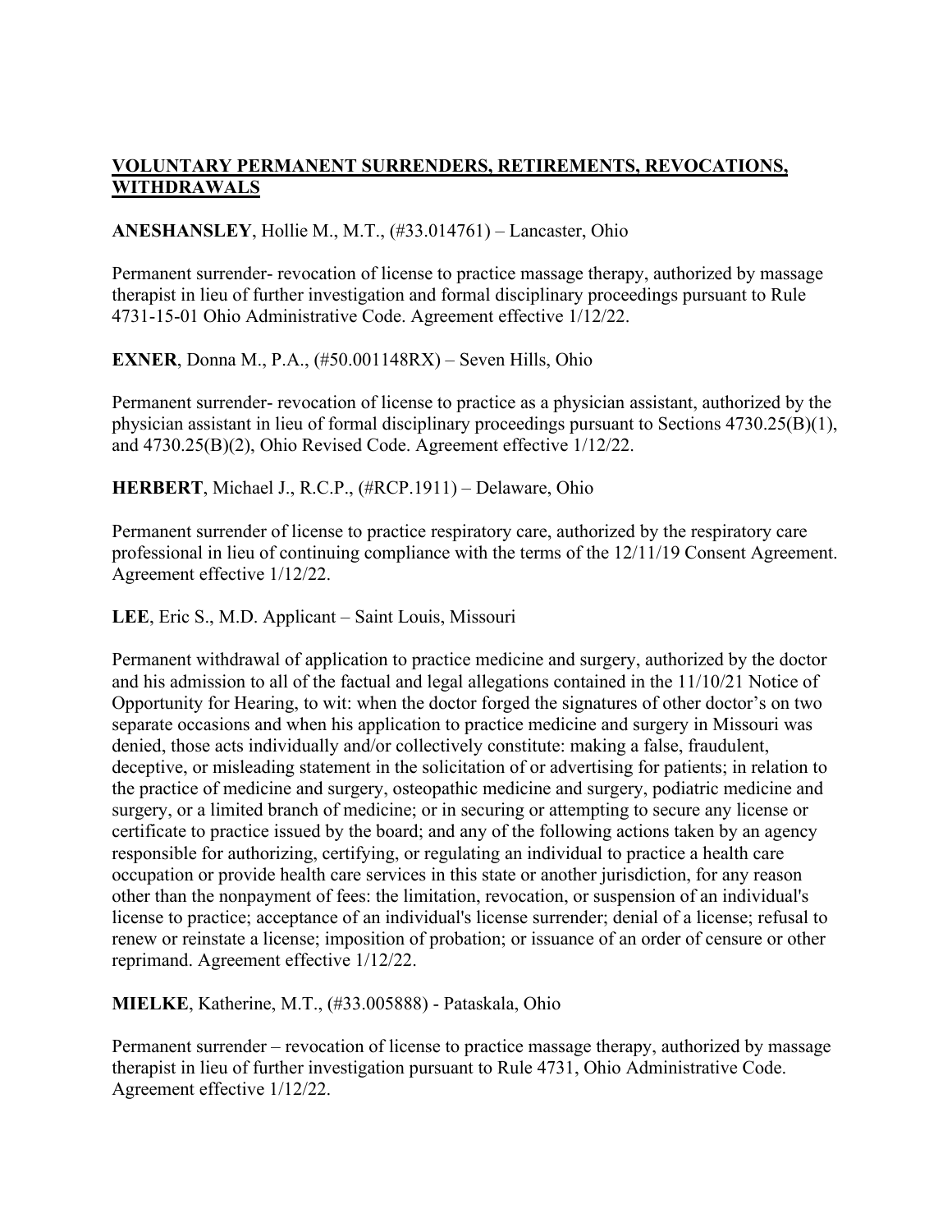## VOLUNTARY PERMANENT SURRENDERS, RETIREMENTS, REVOCATIONS, WITHDRAWALS

**ANESHANSLEY**, Hollie M., M.T., (#33.014761) – Lancaster, Ohio

Permanent surrender- revocation of license to practice massage therapy, authorized by massage therapist in lieu of further investigation and formal disciplinary proceedings pursuant to Rule 4731-15-01 Ohio Administrative Code. Agreement effective 1/12/22.

**EXNER**, Donna M., P.A., (#50.001148RX) – Seven Hills, Ohio

Permanent surrender- revocation of license to practice as a physician assistant, authorized by the physician assistant in lieu of formal disciplinary proceedings pursuant to Sections 4730.25(B)(1), and 4730.25(B)(2), Ohio Revised Code. Agreement effective 1/12/22.

**HERBERT**, Michael J., R.C.P., (#RCP.1911) – Delaware, Ohio

Permanent surrender of license to practice respiratory care, authorized by the respiratory care professional in lieu of continuing compliance with the terms of the 12/11/19 Consent Agreement. Agreement effective 1/12/22.

**LEE**, Eric S., M.D. Applicant – Saint Louis, Missouri

Permanent withdrawal of application to practice medicine and surgery, authorized by the doctor and his admission to all of the factual and legal allegations contained in the 11/10/21 Notice of Opportunity for Hearing, to wit: when the doctor forged the signatures of other doctor's on two separate occasions and when his application to practice medicine and surgery in Missouri was denied, those acts individually and/or collectively constitute: making a false, fraudulent, deceptive, or misleading statement in the solicitation of or advertising for patients; in relation to the practice of medicine and surgery, osteopathic medicine and surgery, podiatric medicine and surgery, or a limited branch of medicine; or in securing or attempting to secure any license or certificate to practice issued by the board; and any of the following actions taken by an agency responsible for authorizing, certifying, or regulating an individual to practice a health care occupation or provide health care services in this state or another jurisdiction, for any reason other than the nonpayment of fees: the limitation, revocation, or suspension of an individual's license to practice; acceptance of an individual's license surrender; denial of a license; refusal to renew or reinstate a license; imposition of probation; or issuance of an order of censure or other reprimand. Agreement effective 1/12/22.

**MIELKE**, Katherine, M.T., (#33.005888) - Pataskala, Ohio

Permanent surrender – revocation of license to practice massage therapy, authorized by massage therapist in lieu of further investigation pursuant to Rule 4731, Ohio Administrative Code. Agreement effective 1/12/22.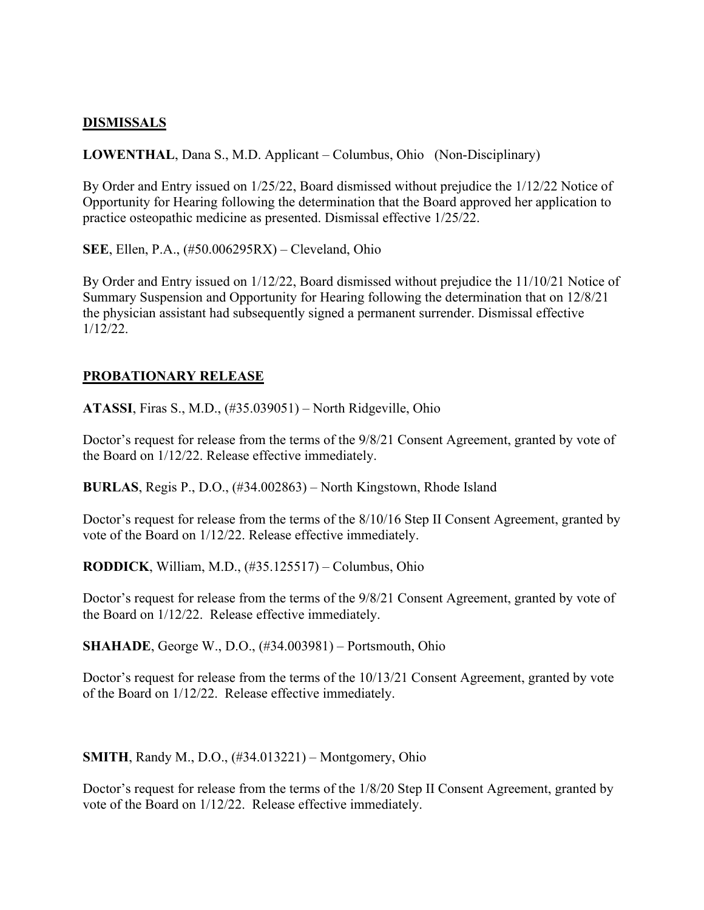## DISMISSALS

**LOWENTHAL**, Dana S., M.D. Applicant – Columbus, Ohio (Non-Disciplinary)

By Order and Entry issued on 1/25/22, Board dismissed without prejudice the 1/12/22 Notice of Opportunity for Hearing following the determination that the Board approved her application to practice osteopathic medicine as presented. Dismissal effective 1/25/22.

**SEE**, Ellen, P.A., (#50.006295RX) – Cleveland, Ohio

By Order and Entry issued on 1/12/22, Board dismissed without prejudice the 11/10/21 Notice of Summary Suspension and Opportunity for Hearing following the determination that on 12/8/21 the physician assistant had subsequently signed a permanent surrender. Dismissal effective 1/12/22.

## PROBATIONARY RELEASE

**ATASSI**, Firas S., M.D., (#35.039051) – North Ridgeville, Ohio

Doctor's request for release from the terms of the 9/8/21 Consent Agreement, granted by vote of the Board on 1/12/22. Release effective immediately.

**BURLAS**, Regis P., D.O., (#34.002863) – North Kingstown, Rhode Island

Doctor's request for release from the terms of the 8/10/16 Step II Consent Agreement, granted by vote of the Board on 1/12/22. Release effective immediately.

**RODDICK**, William, M.D., (#35.125517) – Columbus, Ohio

Doctor's request for release from the terms of the 9/8/21 Consent Agreement, granted by vote of the Board on 1/12/22. Release effective immediately.

**SHAHADE**, George W., D.O., (#34.003981) – Portsmouth, Ohio

Doctor's request for release from the terms of the 10/13/21 Consent Agreement, granted by vote of the Board on 1/12/22. Release effective immediately.

**SMITH**, Randy M., D.O., (#34.013221) – Montgomery, Ohio

Doctor's request for release from the terms of the 1/8/20 Step II Consent Agreement, granted by vote of the Board on 1/12/22. Release effective immediately.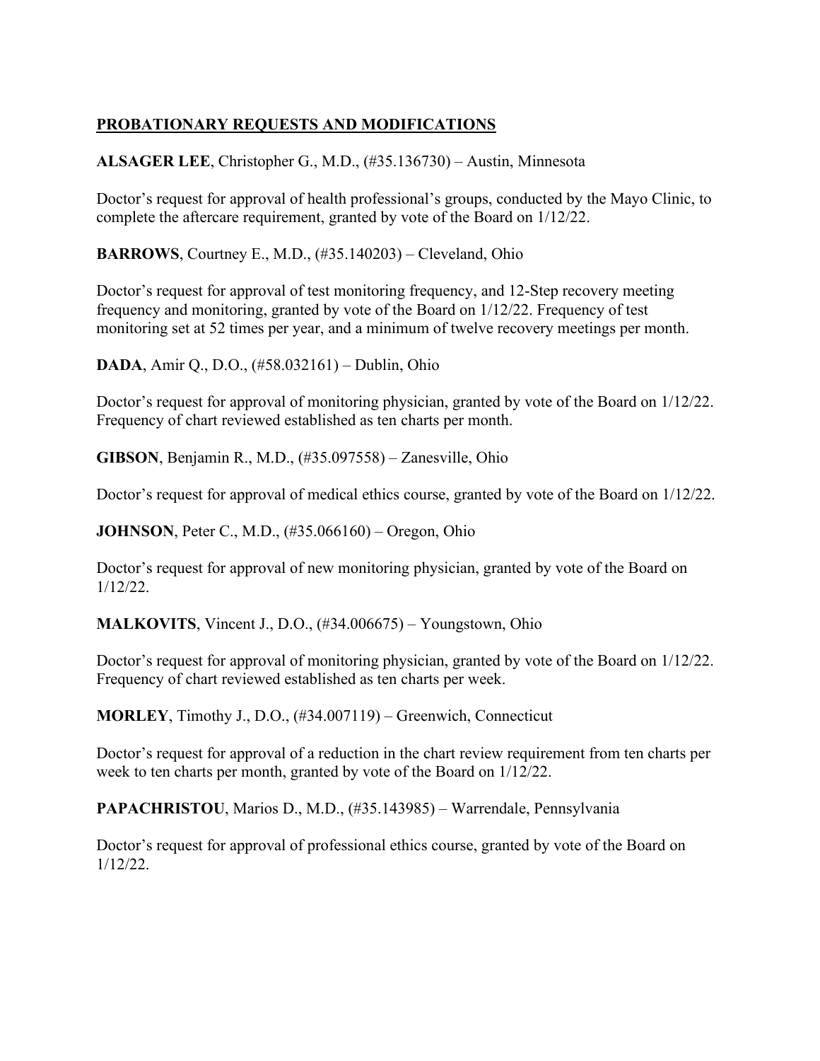## **PROBATIONARY REQUESTS AND MODIFICATIONS**

**ALSAGER LEE**, Christopher G., M.D., (#35.136730) – Austin, Minnesota

Doctor's request for approval of health professional's groups, conducted by the Mayo Clinic, to complete the aftercare requirement, granted by vote of the Board on 1/12/22.

**BARROWS**, Courtney E., M.D., (#35.140203) – Cleveland, Ohio

Doctor's request for approval of test monitoring frequency, and 12-Step recovery meeting frequency and monitoring, granted by vote of the Board on 1/12/22. Frequency of test monitoring set at 52 times per year, and a minimum of twelve recovery meetings per month.

**DADA**, Amir Q., D.O., (#58.032161) – Dublin, Ohio

Doctor's request for approval of monitoring physician, granted by vote of the Board on 1/12/22. Frequency of chart reviewed established as ten charts per month.

**GIBSON**, Benjamin R., M.D., (#35.097558) – Zanesville, Ohio

Doctor's request for approval of medical ethics course, granted by vote of the Board on 1/12/22.

**JOHNSON**, Peter C., M.D., (#35.066160) – Oregon, Ohio

Doctor's request for approval of new monitoring physician, granted by vote of the Board on 1/12/22.

**MALKOVITS**, Vincent J., D.O., (#34.006675) – Youngstown, Ohio

Doctor's request for approval of monitoring physician, granted by vote of the Board on 1/12/22. Frequency of chart reviewed established as ten charts per week.

**MORLEY**, Timothy J., D.O., (#34.007119) – Greenwich, Connecticut

Doctor's request for approval of a reduction in the chart review requirement from ten charts per week to ten charts per month, granted by vote of the Board on 1/12/22.

**PAPACHRISTOU**, Marios D., M.D., (#35.143985) – Warrendale, Pennsylvania

Doctor's request for approval of professional ethics course, granted by vote of the Board on 1/12/22.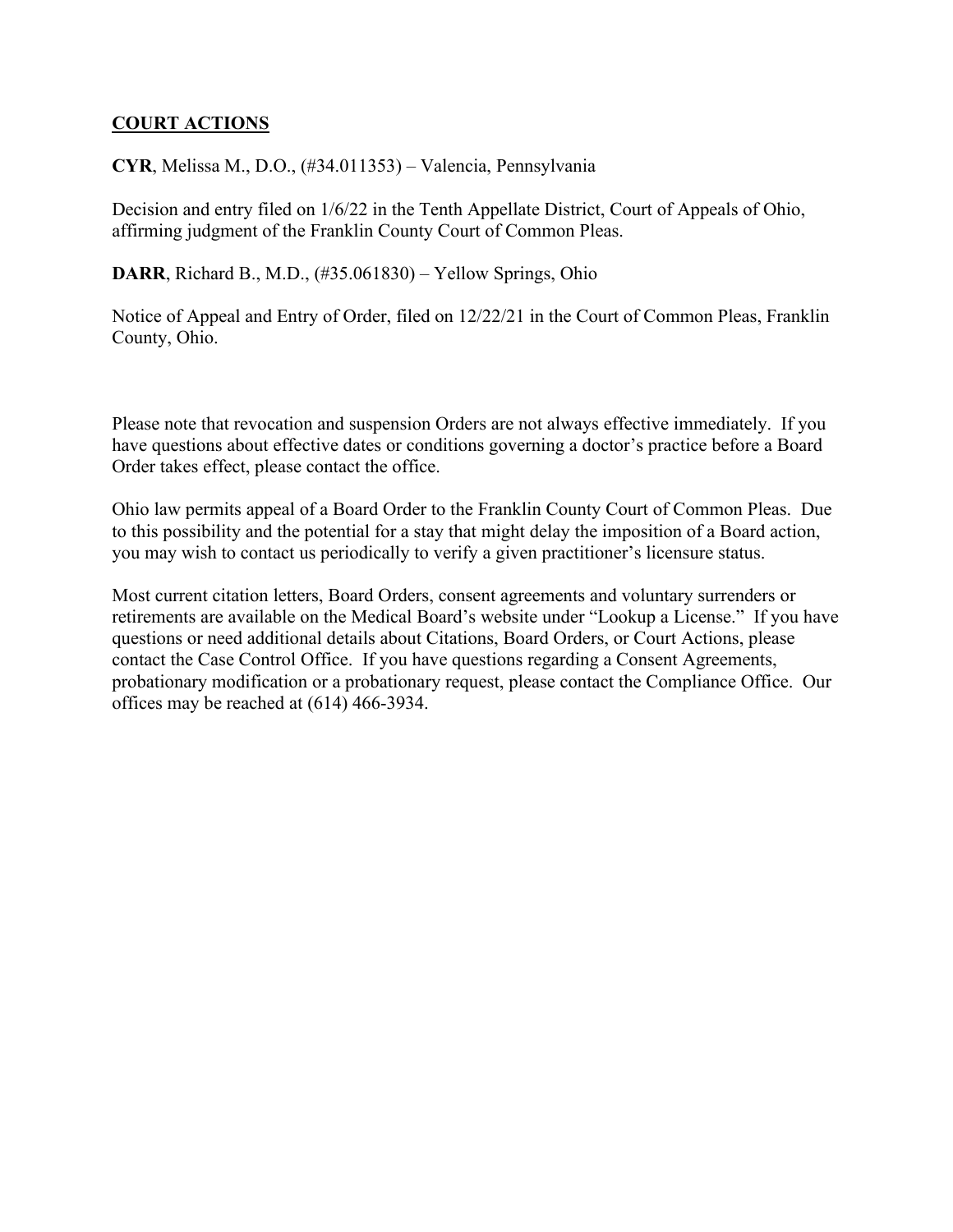## COURT ACTIONS

**CYR**, Melissa M., D.O., (#34.011353) – Valencia, Pennsylvania

Decision and entry filed on 1/6/22 in the Tenth Appellate District, Court of Appeals of Ohio, affirming judgment of the Franklin County Court of Common Pleas.

**DARR**, Richard B., M.D., (#35.061830) – Yellow Springs, Ohio

Notice of Appeal and Entry of Order, filed on 12/22/21 in the Court of Common Pleas, Franklin County, Ohio.

Please note that revocation and suspension Orders are not always effective immediately. If you have questions about effective dates or conditions governing a doctor's practice before a Board Order takes effect, please contact the office.

Ohio law permits appeal of a Board Order to the Franklin County Court of Common Pleas. Due to this possibility and the potential for a stay that might delay the imposition of a Board action, you may wish to contact us periodically to verify a given practitioner's licensure status.

Most current citation letters, Board Orders, consent agreements and voluntary surrenders or retirements are available on the Medical Board's website under "Lookup a License." If you have questions or need additional details about Citations, Board Orders, or Court Actions, please contact the Case Control Office. If you have questions regarding a Consent Agreements, probationary modification or a probationary request, please contact the Compliance Office. Our offices may be reached at (614) 466-3934.